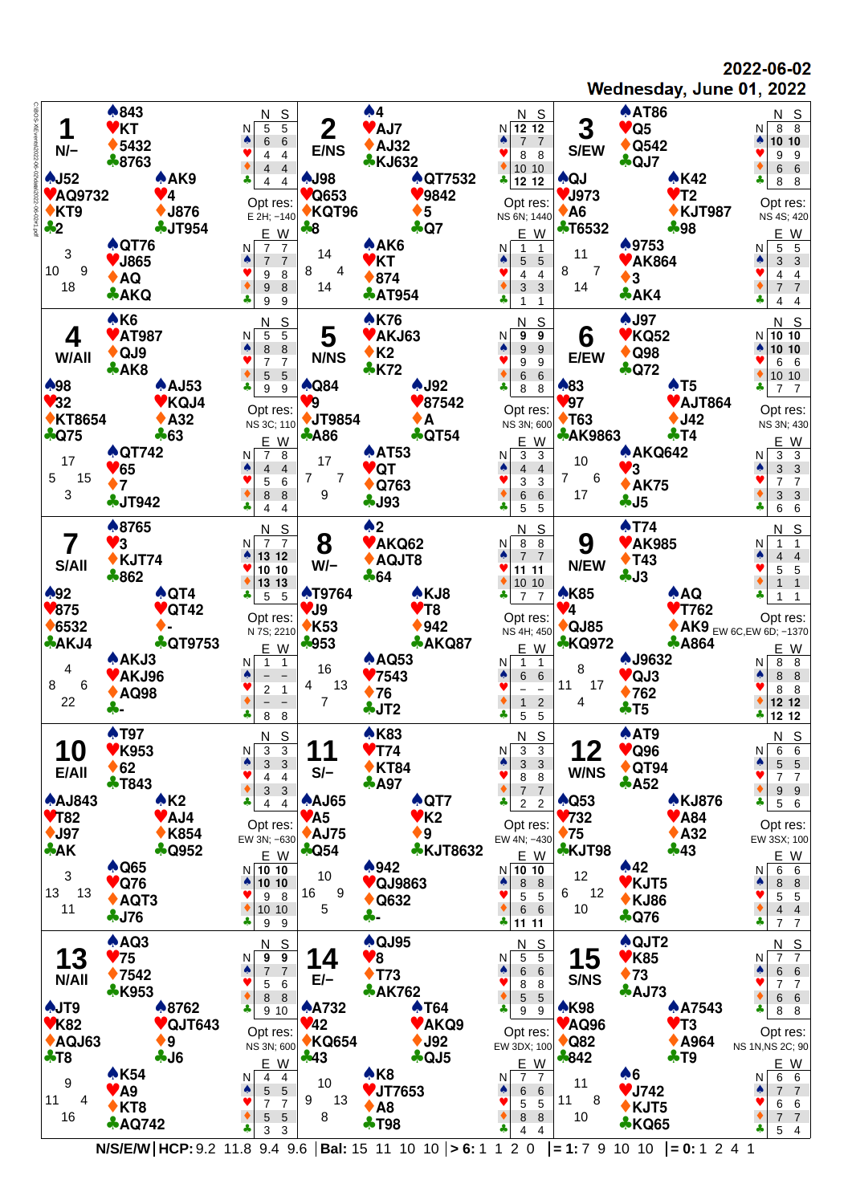**2022-06-02**

**Wednesday, June 01, 2022**

## Board 1 — N/–

- **North:** ♠843 ♥KT ♦5432 ♣8763
- **West:** ♠J52 ♥AQ9732 ♦KT9 ♣2
- **East:** ♠AK9 ♥4 ♦J876 ♣JT954
- **South:** ♠QT76 ♥J865 ♦AQ ♣AKQ

HCP: N 3, E 9, S 18, W 10

| | N | S | | E | W |
|---|---|---|---|---|---|
| NT | 5 | 5 | | 7 | 7 |
| ♠ | 6 | 6 | | 7 | 7 |
| ♥ | 4 | 4 | | 9 | 8 |
| ♦ | 4 | 4 | | 9 | 8 |
| ♣ | 4 | 4 | | 9 | 9 |

Opt res: E 2H; −140

## Board 2 — E/NS

- **North:** ♠4 ♥AJ7 ♦AJ32 ♣KJ632
- **West:** ♠J98 ♥Q653 ♦KQT96 ♣8
- **East:** ♠QT7532 ♥9842 ♦5 ♣Q7
- **South:** ♠AK6 ♥KT ♦874 ♣AT954

HCP: N 14, E 4, S 14, W 8

| | N | S | | E | W |
|---|---|---|---|---|---|
| NT | 12 | 12 | | 1 | 1 |
| ♠ | 7 | 7 | | 5 | 5 |
| ♥ | 8 | 8 | | 4 | 4 |
| ♦ | 10 | 10 | | 3 | 3 |
| ♣ | 12 | 12 | | 1 | 1 |

Opt res: NS 6N; 1440

## Board 3 — S/EW

- **North:** ♠AT86 ♥Q5 ♦Q542 ♣QJ7
- **West:** ♠QJ ♥J973 ♦A6 ♣T6532
- **East:** ♠K42 ♥T2 ♦KJT987 ♣98
- **South:** ♠9753 ♥AK864 ♦3 ♣AK4

HCP: N 11, E 7, S 14, W 8

| | N | S | | E | W |
|---|---|---|---|---|---|
| NT | 8 | 8 | | 5 | 5 |
| ♠ | 10 | 10 | | 3 | 3 |
| ♥ | 9 | 9 | | 4 | 4 |
| ♦ | 6 | 6 | | 7 | 7 |
| ♣ | 8 | 8 | | 4 | 4 |

Opt res: NS 4S; 420

## Board 4 — W/All

- **North:** ♠K6 ♥AT987 ♦QJ9 ♣AK8
- **West:** ♠98 ♥32 ♦KT8654 ♣Q75
- **East:** ♠AJ53 ♥KQJ4 ♦A32 ♣63
- **South:** ♠QT742 ♥65 ♦7 ♣JT942

HCP: N 17, E 15, S 3, W 5

| | N | S | | E | W |
|---|---|---|---|---|---|
| NT | 5 | 5 | | 7 | 8 |
| ♠ | 8 | 8 | | 4 | 4 |
| ♥ | 7 | 7 | | 5 | 6 |
| ♦ | 5 | 5 | | 8 | 8 |
| ♣ | 9 | 9 | | 4 | 4 |

Opt res: NS 3C; 110

## Board 5 — N/NS

- **North:** ♠K76 ♥AKJ63 ♦K2 ♣K72
- **West:** ♠Q84 ♥9 ♦JT9854 ♣A86
- **East:** ♠J92 ♥87542 ♦A ♣QT54
- **South:** ♠AT53 ♥QT ♦Q763 ♣J93

HCP: N 17, E 7, S 9, W 7

| | N | S | | E | W |
|---|---|---|---|---|---|
| NT | 9 | 9 | | 3 | 3 |
| ♠ | 9 | 9 | | 4 | 4 |
| ♥ | 9 | 9 | | 3 | 3 |
| ♦ | 6 | 6 | | 6 | 6 |
| ♣ | 8 | 8 | | 5 | 5 |

Opt res: NS 3N; 600

## Board 6 — E/EW

- **North:** ♠J97 ♥KQ52 ♦Q98 ♣Q72
- **West:** ♠83 ♥97 ♦T63 ♣AK9863
- **East:** ♠T5 ♥AJT864 ♦J42 ♣T4
- **South:** ♠AKQ642 ♥3 ♦AK75 ♣J5

HCP: N 10, E 6, S 17, W 7

| | N | S | | E | W |
|---|---|---|---|---|---|
| NT | 10 | 10 | | 3 | 3 |
| ♠ | 10 | 10 | | 3 | 3 |
| ♥ | 6 | 6 | | 7 | 7 |
| ♦ | 10 | 10 | | 3 | 3 |
| ♣ | 7 | 7 | | 6 | 6 |

Opt res: NS 3N; 430

## Board 7 — S/All

- **North:** ♠8765 ♥3 ♦KJT74 ♣862
- **West:** ♠92 ♥875 ♦6532 ♣AKJ4
- **East:** ♠QT4 ♥QT42 ♦- ♣QT9753
- **South:** ♠AKJ3 ♥AKJ96 ♦AQ98 ♣-

HCP: N 4, E 6, S 22, W 8

| | N | S | | E | W |
|---|---|---|---|---|---|
| NT | 7 | 7 | | 1 | 1 |
| ♠ | 13 | 12 | | – | – |
| ♥ | 10 | 10 | | 2 | 1 |
| ♦ | 13 | 13 | | – | – |
| ♣ | 5 | 5 | | 8 | 8 |

Opt res: N 7S; 2210

## Board 8 — W/–

- **North:** ♠2 ♥AKQ62 ♦AQJT8 ♣64
- **West:** ♠T9764 ♥J9 ♦K53 ♣953
- **East:** ♠KJ8 ♥T8 ♦942 ♣AKQ87
- **South:** ♠AQ53 ♥7543 ♦76 ♣JT2

HCP: N 16, E 13, S 7, W 4

| | N | S | | E | W |
|---|---|---|---|---|---|
| NT | 8 | 8 | | 1 | 1 |
| ♠ | 7 | 7 | | 6 | 6 |
| ♥ | 11 | 11 | | – | – |
| ♦ | 10 | 10 | | 1 | 2 |
| ♣ | 7 | 7 | | 5 | 5 |

Opt res: NS 4H; 450

## Board 9 — N/EW

- **North:** ♠T74 ♥AK985 ♦T43 ♣J3
- **West:** ♠K85 ♥4 ♦QJ85 ♣KQ972
- **East:** ♠AQ ♥T762 ♦AK9 ♣A864
- **South:** ♠J9632 ♥QJ3 ♦762 ♣T5

HCP: N 8, E 17, S 4, W 11

| | N | S | | E | W |
|---|---|---|---|---|---|
| NT | 1 | 1 | | 8 | 8 |
| ♠ | 4 | 4 | | 8 | 8 |
| ♥ | 5 | 5 | | 8 | 8 |
| ♦ | 1 | 1 | | 12 | 12 |
| ♣ | 1 | 1 | | 12 | 12 |

Opt res: EW 6C,EW 6D; −1370

## Board 10 — E/All

- **North:** ♠T97 ♥K953 ♦62 ♣T843
- **West:** ♠AJ843 ♥T82 ♦J97 ♣AK
- **East:** ♠K2 ♥AJ4 ♦K854 ♣Q952
- **South:** ♠Q65 ♥Q76 ♦AQT3 ♣J76

HCP: N 3, E 13, S 11, W 13

| | N | S | | E | W |
|---|---|---|---|---|---|
| NT | 3 | 3 | | 10 | 10 |
| ♠ | 3 | 3 | | 10 | 10 |
| ♥ | 4 | 4 | | 9 | 8 |
| ♦ | 3 | 3 | | 10 | 10 |
| ♣ | 4 | 4 | | 9 | 9 |

Opt res: EW 3N; −630

## Board 11 — S/–

- **North:** ♠K83 ♥T74 ♦KT84 ♣A97
- **West:** ♠AJ65 ♥A5 ♦AJ75 ♣Q54
- **East:** ♠QT7 ♥K2 ♦9 ♣KJT8632
- **South:** ♠942 ♥QJ9863 ♦Q632 ♣-

HCP: N 10, E 9, S 5, W 16

| | N | S | | E | W |
|---|---|---|---|---|---|
| NT | 3 | 3 | | 10 | 10 |
| ♠ | 3 | 3 | | 8 | 8 |
| ♥ | 8 | 8 | | 5 | 5 |
| ♦ | 7 | 7 | | 6 | 6 |
| ♣ | 2 | 2 | | 11 | 11 |

Opt res: EW 4N; −430

## Board 12 — W/NS

- **North:** ♠AT9 ♥Q96 ♦QT94 ♣A52
- **West:** ♠Q53 ♥732 ♦75 ♣KJT98
- **East:** ♠KJ876 ♥A84 ♦A32 ♣43
- **South:** ♠42 ♥KJT5 ♦KJ86 ♣Q76

HCP: N 12, E 12, S 10, W 6

| | N | S | | E | W |
|---|---|---|---|---|---|
| NT | 6 | 6 | | 6 | 6 |
| ♠ | 5 | 5 | | 8 | 8 |
| ♥ | 7 | 7 | | 5 | 5 |
| ♦ | 9 | 9 | | 4 | 4 |
| ♣ | 5 | 6 | | 7 | 7 |

Opt res: EW 3SX; 100

## Board 13 — N/All

- **North:** ♠AQ3 ♥75 ♦7542 ♣K953
- **West:** ♠JT9 ♥K82 ♦AQJ63 ♣T8
- **East:** ♠8762 ♥QJT643 ♦9 ♣J6
- **South:** ♠K54 ♥A9 ♦KT8 ♣AQ742

HCP: N 9, E 4, S 16, W 11

| | N | S | | E | W |
|---|---|---|---|---|---|
| NT | 9 | 9 | | 4 | 4 |
| ♠ | 7 | 7 | | 5 | 5 |
| ♥ | 5 | 6 | | 7 | 7 |
| ♦ | 8 | 8 | | 5 | 5 |
| ♣ | 9 | 10 | | 3 | 3 |

Opt res: NS 3N; 600

## Board 14 — E/–

- **North:** ♠QJ95 ♥8 ♦T73 ♣AK762
- **West:** ♠A732 ♥42 ♦KQ654 ♣43
- **East:** ♠T64 ♥AKQ9 ♦J92 ♣QJ5
- **South:** ♠K8 ♥JT7653 ♦A8 ♣T98

HCP: N 10, E 13, S 8, W 9

| | N | S | | E | W |
|---|---|---|---|---|---|
| NT | 5 | 5 | | 7 | 7 |
| ♠ | 6 | 6 | | 6 | 6 |
| ♥ | 8 | 8 | | 5 | 5 |
| ♦ | 5 | 5 | | 8 | 8 |
| ♣ | 9 | 9 | | 4 | 4 |

Opt res: EW 3DX; 100

## Board 15 — S/NS

- **North:** ♠QJT2 ♥K85 ♦73 ♣AJ73
- **West:** ♠K98 ♥AQ96 ♦Q82 ♣842
- **East:** ♠A7543 ♥T3 ♦A964 ♣T9
- **South:** ♠6 ♥J742 ♦KJT5 ♣KQ65

HCP: N 11, E 8, S 10, W 11

| | N | S | | E | W |
|---|---|---|---|---|---|
| NT | 7 | 7 | | 6 | 6 |
| ♠ | 6 | 6 | | 7 | 7 |
| ♥ | 7 | 7 | | 6 | 6 |
| ♦ | 6 | 6 | | 7 | 7 |
| ♣ | 8 | 8 | | 5 | 4 |

Opt res: NS 1N,NS 2C; 90

---

**N/S/E/W | HCP:** 9.2 11.8 9.4 9.6 | **Bal:** 15 11 10 10 | **> 6:** 1 1 2 0 | **= 1:** 7 9 10 10 | **= 0:** 1 2 4 1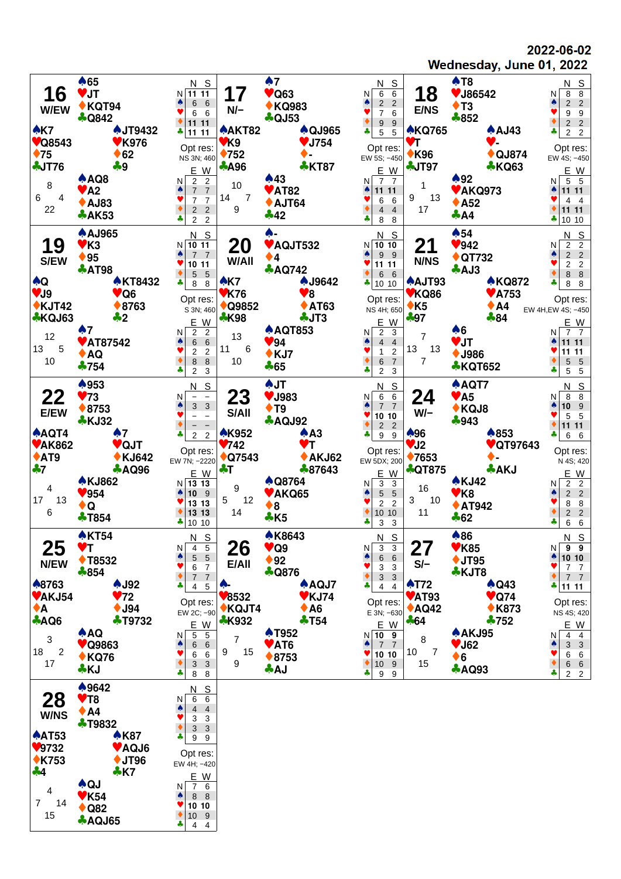2022-06-02
Wednesday, June 01, 2022

## Board 16 — W/EW

North: ♠65 ♥JT ♦KQT94 ♣Q842
West: ♠K7 ♥Q8543 ♦75 ♣JT76
East: ♠JT9432 ♥K976 ♦62 ♣9
South: ♠AQ8 ♥A2 ♦AJ83 ♣AK53

HCP: N 8, W 6, E 4, S 22

| | NT | ♠ | ♥ | ♦ | ♣ |
|---|---|---|---|---|---|
| N | 11 | 6 | 6 | 11 | 11 |
| S | 11 | 6 | 6 | 11 | 11 |
| E | 2 | 7 | 7 | 2 | 2 |
| W | 2 | 7 | 7 | 2 | 2 |

Opt res: NS 3N; 460

## Board 17 — N/–

North: ♠7 ♥Q63 ♦KQ983 ♣QJ53
West: ♠AKT82 ♥K9 ♦752 ♣A96
East: ♠QJ965 ♥J754 ♦- ♣KT87
South: ♠43 ♥AT82 ♦AJT64 ♣42

HCP: N 10, W 14, E 7, S 9

| | NT | ♠ | ♥ | ♦ | ♣ |
|---|---|---|---|---|---|
| N | 6 | 2 | 7 | 9 | 5 |
| S | 6 | 2 | 6 | 9 | 5 |
| E | 7 | 11 | 6 | 4 | 8 |
| W | 7 | 11 | 6 | 4 | 8 |

Opt res: EW 5S; −450

## Board 18 — E/NS

North: ♠T8 ♥J86542 ♦T3 ♣852
West: ♠KQ765 ♥T ♦K96 ♣JT97
East: ♠AJ43 ♥- ♦QJ874 ♣KQ63
South: ♠92 ♥AKQ973 ♦A52 ♣A4

HCP: N 1, W 9, E 13, S 17

| | NT | ♠ | ♥ | ♦ | ♣ |
|---|---|---|---|---|---|
| N | 8 | 2 | 9 | 2 | 2 |
| S | 8 | 2 | 9 | 2 | 2 |
| E | 5 | 11 | 4 | 11 | 10 |
| W | 5 | 11 | 4 | 11 | 10 |

Opt res: EW 4S; −450

## Board 19 — S/EW

North: ♠AJ965 ♥K3 ♦95 ♣AT98
West: ♠Q ♥J9 ♦KJT42 ♣KQJ63
East: ♠KT8432 ♥Q6 ♦8763 ♣2
South: ♠7 ♥AT87542 ♦AQ ♣754

HCP: N 12, W 13, E 5, S 10

| | NT | ♠ | ♥ | ♦ | ♣ |
|---|---|---|---|---|---|
| N | 10 | 7 | 10 | 5 | 8 |
| S | 11 | 7 | 11 | 5 | 8 |
| E | 2 | 6 | 2 | 8 | 2 |
| W | 2 | 6 | 2 | 8 | 3 |

Opt res: S 3N; 460

## Board 20 — W/All

North: ♠- ♥AQJT532 ♦4 ♣AQ742
West: ♠K7 ♥K76 ♦Q9852 ♣K98
East: ♠J9642 ♥8 ♦AT63 ♣JT3
South: ♠AQT853 ♥94 ♦KJ7 ♣65

HCP: N 13, W 11, E 6, S 10

| | NT | ♠ | ♥ | ♦ | ♣ |
|---|---|---|---|---|---|
| N | 10 | 9 | 11 | 6 | 10 |
| S | 10 | 9 | 11 | 6 | 10 |
| E | 2 | 4 | 1 | 6 | 2 |
| W | 3 | 4 | 2 | 7 | 3 |

Opt res: NS 4H; 650

## Board 21 — N/NS

North: ♠54 ♥942 ♦QT732 ♣AJ3
West: ♠AJT93 ♥KQ86 ♦K5 ♣97
East: ♠KQ872 ♥A753 ♦A4 ♣84
South: ♠6 ♥JT ♦J986 ♣KQT652

HCP: N 7, W 13, E 13, S 7

| | NT | ♠ | ♥ | ♦ | ♣ |
|---|---|---|---|---|---|
| N | 2 | 2 | 2 | 8 | 8 |
| S | 2 | 2 | 2 | 8 | 8 |
| E | 7 | 11 | 11 | 5 | 5 |
| W | 7 | 11 | 11 | 5 | 5 |

Opt res: EW 4H,EW 4S; −450

## Board 22 — E/EW

North: ♠953 ♥73 ♦8753 ♣KJ32
West: ♠AQT4 ♥AK862 ♦AT9 ♣7
East: ♠7 ♥QJT ♦KJ642 ♣AQ96
South: ♠KJ862 ♥954 ♦Q ♣T854

HCP: N 4, W 17, E 13, S 6

| | NT | ♠ | ♥ | ♦ | ♣ |
|---|---|---|---|---|---|
| N | – | 3 | – | – | 2 |
| S | – | 3 | – | – | 2 |
| E | 13 | 10 | 13 | 13 | 10 |
| W | 13 | 9 | 13 | 13 | 10 |

Opt res: EW 7N; −2220

## Board 23 — S/All

North: ♠JT ♥J983 ♦T9 ♣AQJ92
West: ♠K952 ♥742 ♦Q7543 ♣T
East: ♠A3 ♥T ♦AKJ62 ♣87643
South: ♠Q8764 ♥AKQ65 ♦8 ♣K5

HCP: N 9, W 5, E 12, S 14

| | NT | ♠ | ♥ | ♦ | ♣ |
|---|---|---|---|---|---|
| N | 6 | 7 | 10 | 2 | 9 |
| S | 6 | 7 | 10 | 2 | 9 |
| E | 3 | 5 | 2 | 10 | 3 |
| W | 3 | 5 | 2 | 10 | 3 |

Opt res: EW 5DX; 200

## Board 24 — W/–

North: ♠AQT7 ♥A5 ♦KQJ8 ♣943
West: ♠96 ♥J2 ♦7653 ♣QT875
East: ♠853 ♥QT97643 ♦- ♣AKJ
South: ♠KJ42 ♥K8 ♦AT942 ♣62

HCP: N 16, W 3, E 10, S 11

| | NT | ♠ | ♥ | ♦ | ♣ |
|---|---|---|---|---|---|
| N | 8 | 10 | 5 | 11 | 6 |
| S | 8 | 9 | 5 | 11 | 6 |
| E | 2 | 2 | 8 | 2 | 6 |
| W | 2 | 2 | 8 | 2 | 6 |

Opt res: N 4S; 420

## Board 25 — N/EW

North: ♠KT54 ♥T ♦T8532 ♣854
West: ♠8763 ♥AKJ54 ♦A ♣AQ6
East: ♠J92 ♥72 ♦J94 ♣T9732
South: ♠AQ ♥Q9863 ♦KQ76 ♣KJ

HCP: N 3, W 18, E 2, S 17

| | NT | ♠ | ♥ | ♦ | ♣ |
|---|---|---|---|---|---|
| N | 4 | 5 | 6 | 7 | 4 |
| S | 5 | 5 | 7 | 7 | 5 |
| E | 5 | 6 | 6 | 3 | 8 |
| W | 5 | 6 | 6 | 3 | 8 |

Opt res: EW 2C; −90

## Board 26 — E/All

North: ♠K8643 ♥Q9 ♦92 ♣Q876
West: ♠- ♥8532 ♦KQJT4 ♣K932
East: ♠AQJ7 ♥KJ74 ♦A6 ♣T54
South: ♠T952 ♥AT6 ♦8753 ♣AJ

HCP: N 7, W 9, E 15, S 9

| | NT | ♠ | ♥ | ♦ | ♣ |
|---|---|---|---|---|---|
| N | 3 | 6 | 3 | 3 | 4 |
| S | 3 | 6 | 3 | 3 | 4 |
| E | 10 | 7 | 10 | 10 | 9 |
| W | 9 | 7 | 10 | 9 | 9 |

Opt res: E 3N; −630

## Board 27 — S/–

North: ♠86 ♥K85 ♦JT95 ♣KJT8
West: ♠T72 ♥AT93 ♦AQ42 ♣64
East: ♠Q43 ♥Q74 ♦K873 ♣752
South: ♠AKJ95 ♥J62 ♦6 ♣AQ93

HCP: N 8, W 10, E 7, S 15

| | NT | ♠ | ♥ | ♦ | ♣ |
|---|---|---|---|---|---|
| N | 9 | 10 | 7 | 7 | 11 |
| S | 9 | 10 | 7 | 7 | 11 |
| E | 4 | 3 | 6 | 6 | 2 |
| W | 4 | 3 | 6 | 6 | 2 |

Opt res: NS 4S; 420

## Board 28 — W/NS

North: ♠9642 ♥T8 ♦A4 ♣T9832
West: ♠AT53 ♥9732 ♦K753 ♣4
East: ♠K87 ♥AQJ6 ♦JT96 ♣K7
South: ♠QJ ♥K54 ♦Q82 ♣AQJ65

HCP: N 4, W 7, E 14, S 15

| | NT | ♠ | ♥ | ♦ | ♣ |
|---|---|---|---|---|---|
| N | 6 | 4 | 3 | 3 | 9 |
| S | 6 | 4 | 3 | 3 | 9 |
| E | 7 | 8 | 10 | 10 | 4 |
| W | 6 | 8 | 10 | 9 | 4 |

Opt res: EW 4H; −420